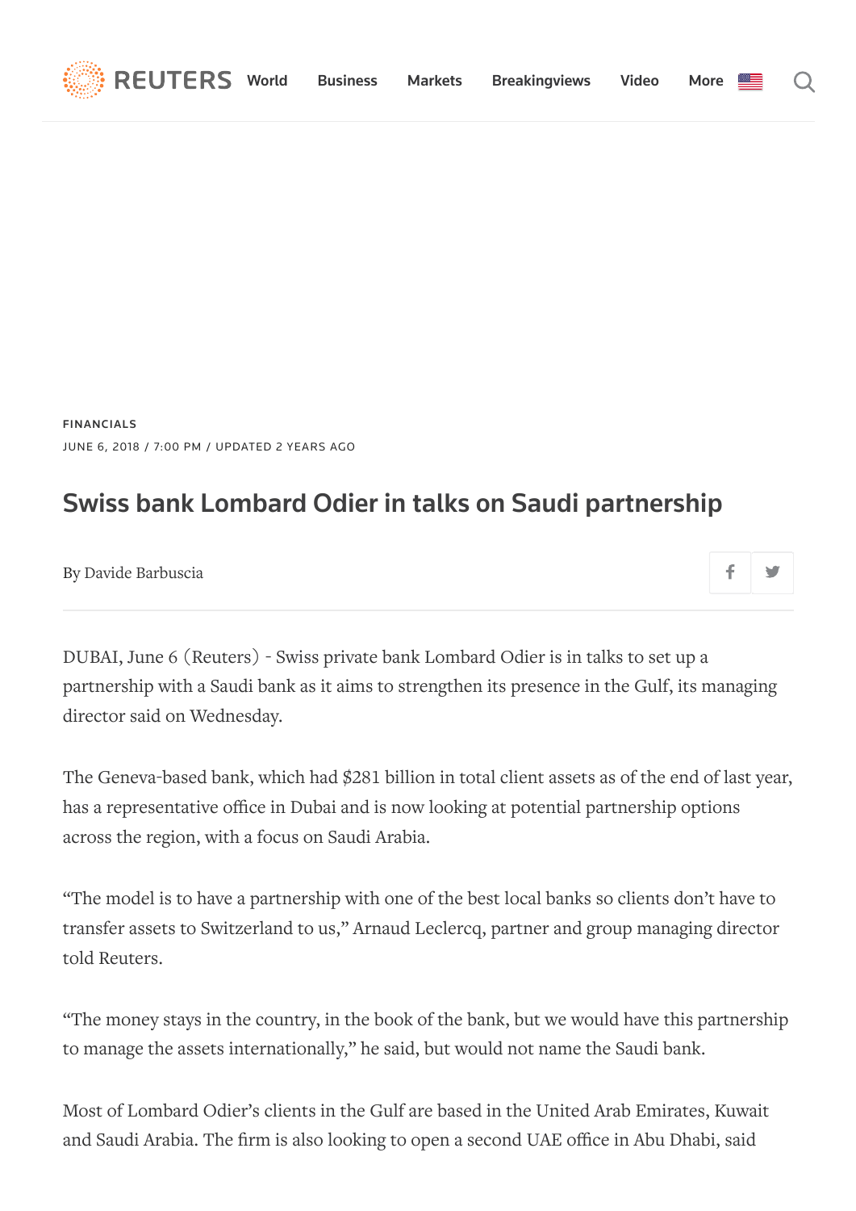FINANCIALS

JUNE 6, 2018 / 7:00 PM / UPDATED 2 YEARS AGO

# Swiss bank Lombard Odier in talks on Saudi partnership

By Davide Barbuscia

DUBAI, June 6 (Reuters) - Swiss private bank Lombard Odier is in talks to set up a partnership with a Saudi bank as it aims to strengthen its presence in the Gulf, its managing director said on Wednesday.

The Geneva-based bank, which had $281 billion in total client assets as of the end of last year, has a representative office in Dubai and is now looking at potential partnership options across the region, with a focus on Saudi Arabia.

"The model is to have a partnership with one of the best local banks so clients don't have to transfer assets to Switzerland to us," Arnaud Leclercq, partner and group managing director told Reuters.

"The money stays in the country, in the book of the bank, but we would have this partnership to manage the assets internationally," he said, but would not name the Saudi bank.

Most of Lombard Odier's clients in the Gulf are based in the United Arab Emirates, Kuwait and Saudi Arabia. The firm is also looking to open a second UAE office in Abu Dhabi, said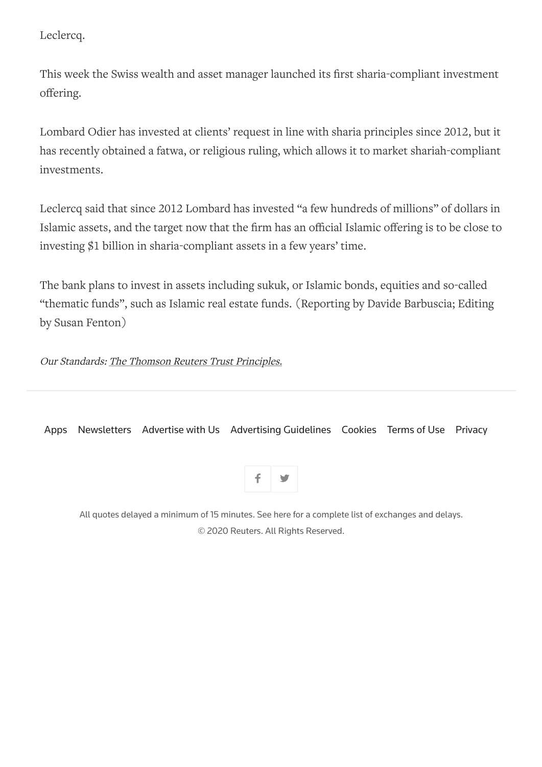Leclercq.

This week the Swiss wealth and asset manager launched its first sharia-compliant investment offering.

Lombard Odier has invested at clients' request in line with sharia principles since 2012, but it has recently obtained a fatwa, or religious ruling, which allows it to market shariah-compliant investments.

Leclercq said that since 2012 Lombard has invested "a few hundreds of millions" of dollars in Islamic assets, and the target now that the firm has an official Islamic offering is to be close to investing $1 billion in sharia-compliant assets in a few years' time.

The bank plans to invest in assets including sukuk, or Islamic bonds, equities and so-called "thematic funds", such as Islamic real estate funds. (Reporting by Davide Barbuscia; Editing by Susan Fenton)

*Our Standards: The Thomson Reuters Trust Principles.*

Apps Newsletters Advertise with Us Advertising Guidelines Cookies Terms of Use Privacy

All quotes delayed a minimum of 15 minutes. See here for a complete list of exchanges and delays.

© 2020 Reuters. All Rights Reserved.